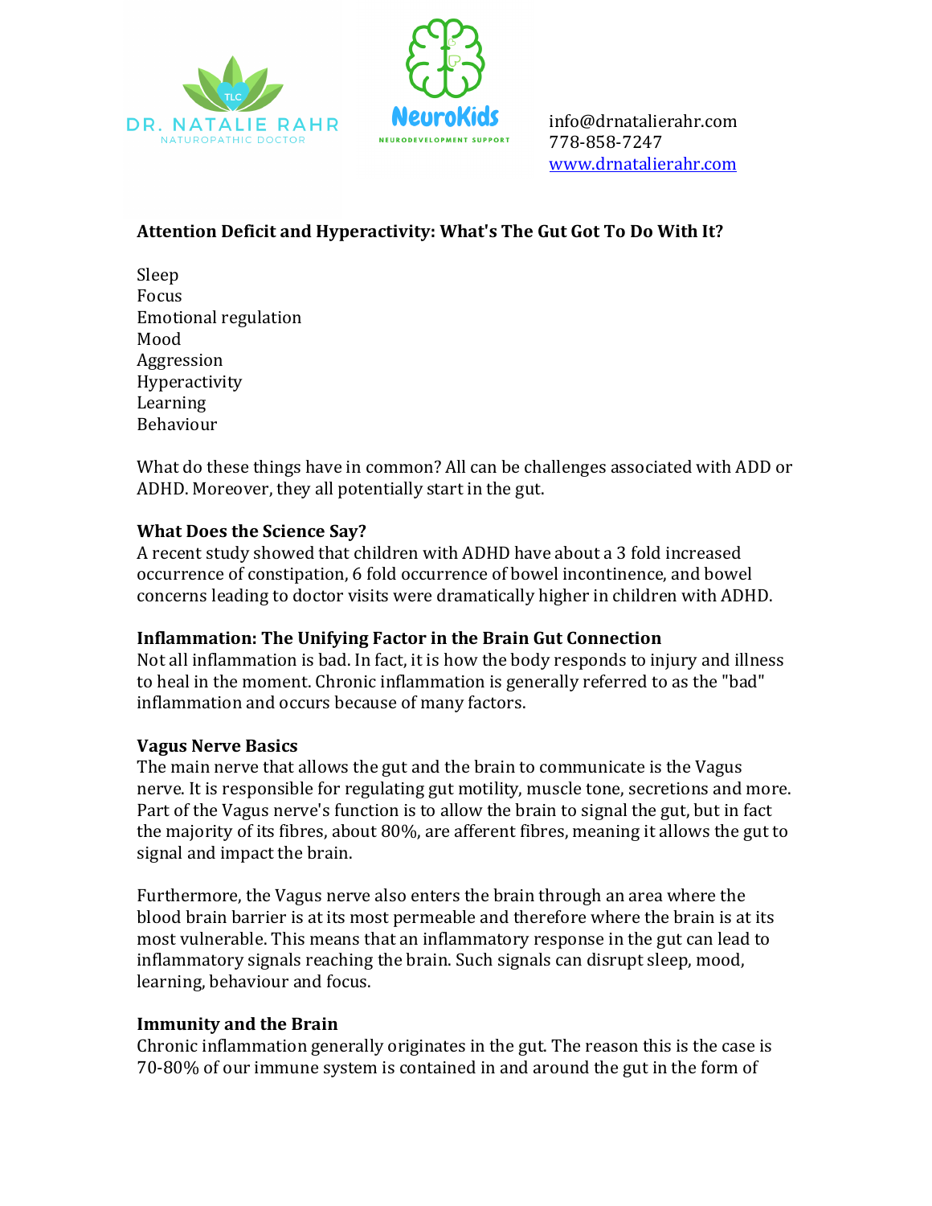DR. NATALIE RAHR
NATUROPATHIC DOCTOR

NeuroKids
NEURODEVELOPMENT SUPPORT

info@drnatalierahr.com
778-858-7247
[www.drnatalierahr.com](http://www.drnatalierahr.com)

## Attention Deficit and Hyperactivity: What's The Gut Got To Do With It?

Sleep
Focus
Emotional regulation
Mood
Aggression
Hyperactivity
Learning
Behaviour

What do these things have in common? All can be challenges associated with ADD or ADHD. Moreover, they all potentially start in the gut.

### What Does the Science Say?

A recent study showed that children with ADHD have about a 3 fold increased occurrence of constipation, 6 fold occurrence of bowel incontinence, and bowel concerns leading to doctor visits were dramatically higher in children with ADHD.

### Inflammation: The Unifying Factor in the Brain Gut Connection

Not all inflammation is bad. In fact, it is how the body responds to injury and illness to heal in the moment. Chronic inflammation is generally referred to as the "bad" inflammation and occurs because of many factors.

### Vagus Nerve Basics

The main nerve that allows the gut and the brain to communicate is the Vagus nerve. It is responsible for regulating gut motility, muscle tone, secretions and more. Part of the Vagus nerve's function is to allow the brain to signal the gut, but in fact the majority of its fibres, about 80%, are afferent fibres, meaning it allows the gut to signal and impact the brain.

Furthermore, the Vagus nerve also enters the brain through an area where the blood brain barrier is at its most permeable and therefore where the brain is at its most vulnerable. This means that an inflammatory response in the gut can lead to inflammatory signals reaching the brain. Such signals can disrupt sleep, mood, learning, behaviour and focus.

### Immunity and the Brain

Chronic inflammation generally originates in the gut. The reason this is the case is 70-80% of our immune system is contained in and around the gut in the form of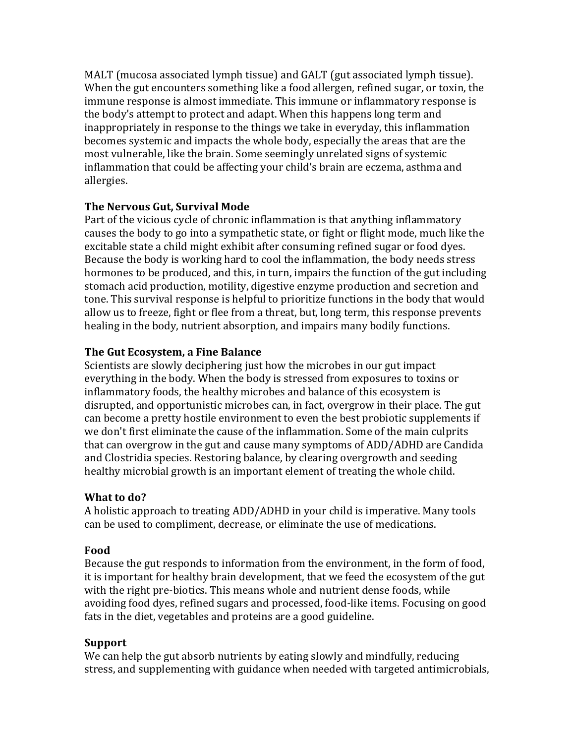MALT (mucosa associated lymph tissue) and GALT (gut associated lymph tissue). When the gut encounters something like a food allergen, refined sugar, or toxin, the immune response is almost immediate. This immune or inflammatory response is the body's attempt to protect and adapt. When this happens long term and inappropriately in response to the things we take in everyday, this inflammation becomes systemic and impacts the whole body, especially the areas that are the most vulnerable, like the brain. Some seemingly unrelated signs of systemic inflammation that could be affecting your child's brain are eczema, asthma and allergies.

**The Nervous Gut, Survival Mode**

Part of the vicious cycle of chronic inflammation is that anything inflammatory causes the body to go into a sympathetic state, or fight or flight mode, much like the excitable state a child might exhibit after consuming refined sugar or food dyes. Because the body is working hard to cool the inflammation, the body needs stress hormones to be produced, and this, in turn, impairs the function of the gut including stomach acid production, motility, digestive enzyme production and secretion and tone. This survival response is helpful to prioritize functions in the body that would allow us to freeze, fight or flee from a threat, but, long term, this response prevents healing in the body, nutrient absorption, and impairs many bodily functions.

**The Gut Ecosystem, a Fine Balance**

Scientists are slowly deciphering just how the microbes in our gut impact everything in the body. When the body is stressed from exposures to toxins or inflammatory foods, the healthy microbes and balance of this ecosystem is disrupted, and opportunistic microbes can, in fact, overgrow in their place. The gut can become a pretty hostile environment to even the best probiotic supplements if we don't first eliminate the cause of the inflammation. Some of the main culprits that can overgrow in the gut and cause many symptoms of ADD/ADHD are Candida and Clostridia species. Restoring balance, by clearing overgrowth and seeding healthy microbial growth is an important element of treating the whole child.

**What to do?**

A holistic approach to treating ADD/ADHD in your child is imperative. Many tools can be used to compliment, decrease, or eliminate the use of medications.

**Food**

Because the gut responds to information from the environment, in the form of food, it is important for healthy brain development, that we feed the ecosystem of the gut with the right pre-biotics. This means whole and nutrient dense foods, while avoiding food dyes, refined sugars and processed, food-like items. Focusing on good fats in the diet, vegetables and proteins are a good guideline.

**Support**

We can help the gut absorb nutrients by eating slowly and mindfully, reducing stress, and supplementing with guidance when needed with targeted antimicrobials,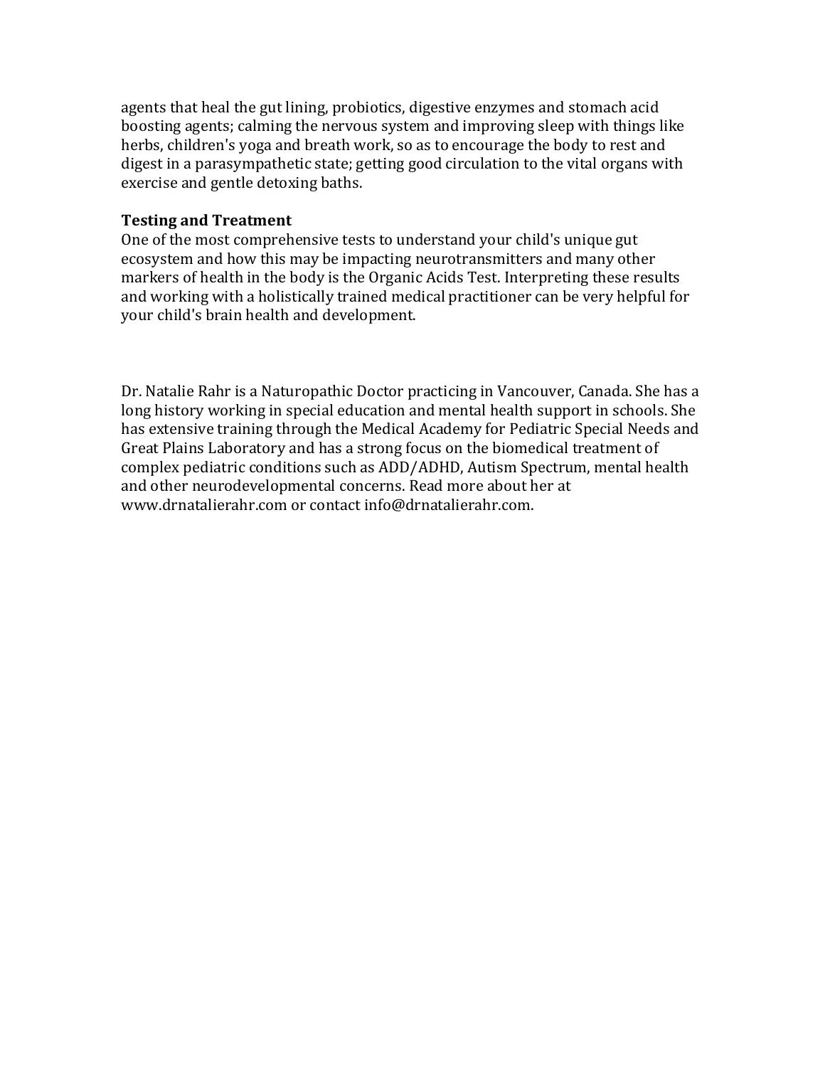agents that heal the gut lining, probiotics, digestive enzymes and stomach acid boosting agents; calming the nervous system and improving sleep with things like herbs, children's yoga and breath work, so as to encourage the body to rest and digest in a parasympathetic state; getting good circulation to the vital organs with exercise and gentle detoxing baths.

**Testing and Treatment**

One of the most comprehensive tests to understand your child's unique gut ecosystem and how this may be impacting neurotransmitters and many other markers of health in the body is the Organic Acids Test. Interpreting these results and working with a holistically trained medical practitioner can be very helpful for your child's brain health and development.

Dr. Natalie Rahr is a Naturopathic Doctor practicing in Vancouver, Canada. She has a long history working in special education and mental health support in schools. She has extensive training through the Medical Academy for Pediatric Special Needs and Great Plains Laboratory and has a strong focus on the biomedical treatment of complex pediatric conditions such as ADD/ADHD, Autism Spectrum, mental health and other neurodevelopmental concerns. Read more about her at www.drnatalierahr.com or contact info@drnatalierahr.com.